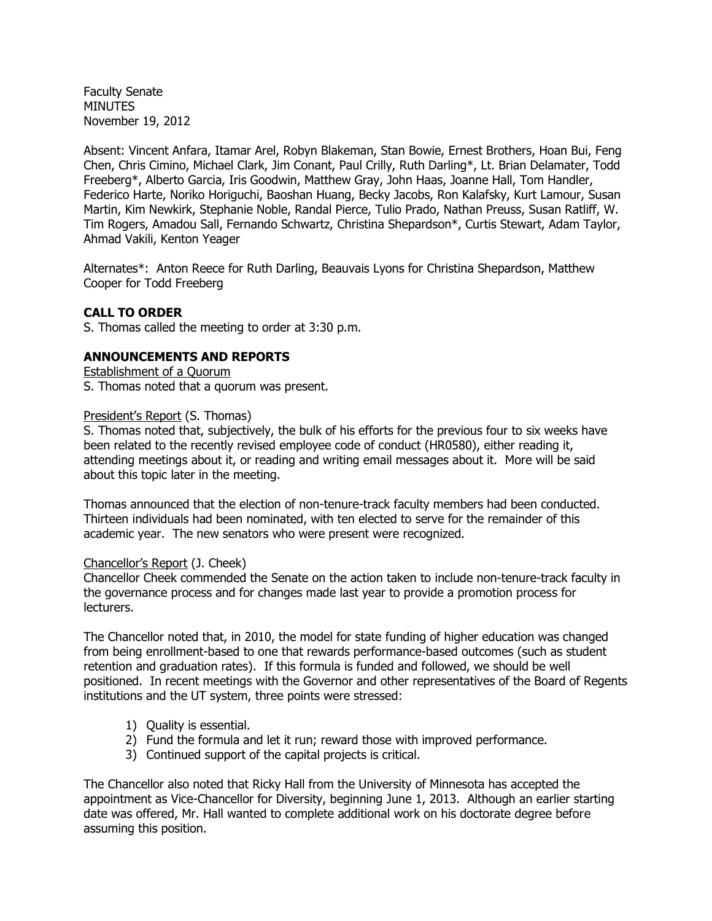Faculty Senate
MINUTES
November 19, 2012

Absent: Vincent Anfara, Itamar Arel, Robyn Blakeman, Stan Bowie, Ernest Brothers, Hoan Bui, Feng Chen, Chris Cimino, Michael Clark, Jim Conant, Paul Crilly, Ruth Darling*, Lt. Brian Delamater, Todd Freeberg*, Alberto Garcia, Iris Goodwin, Matthew Gray, John Haas, Joanne Hall, Tom Handler, Federico Harte, Noriko Horiguchi, Baoshan Huang, Becky Jacobs, Ron Kalafsky, Kurt Lamour, Susan Martin, Kim Newkirk, Stephanie Noble, Randal Pierce, Tulio Prado, Nathan Preuss, Susan Ratliff, W. Tim Rogers, Amadou Sall, Fernando Schwartz, Christina Shepardson*, Curtis Stewart, Adam Taylor, Ahmad Vakili, Kenton Yeager

Alternates*: Anton Reece for Ruth Darling, Beauvais Lyons for Christina Shepardson, Matthew Cooper for Todd Freeberg

## CALL TO ORDER

S. Thomas called the meeting to order at 3:30 p.m.

## ANNOUNCEMENTS AND REPORTS

Establishment of a Quorum

S. Thomas noted that a quorum was present.

President's Report (S. Thomas)

S. Thomas noted that, subjectively, the bulk of his efforts for the previous four to six weeks have been related to the recently revised employee code of conduct (HR0580), either reading it, attending meetings about it, or reading and writing email messages about it. More will be said about this topic later in the meeting.

Thomas announced that the election of non-tenure-track faculty members had been conducted. Thirteen individuals had been nominated, with ten elected to serve for the remainder of this academic year. The new senators who were present were recognized.

Chancellor's Report (J. Cheek)

Chancellor Cheek commended the Senate on the action taken to include non-tenure-track faculty in the governance process and for changes made last year to provide a promotion process for lecturers.

The Chancellor noted that, in 2010, the model for state funding of higher education was changed from being enrollment-based to one that rewards performance-based outcomes (such as student retention and graduation rates). If this formula is funded and followed, we should be well positioned. In recent meetings with the Governor and other representatives of the Board of Regents institutions and the UT system, three points were stressed:

1) Quality is essential.
2) Fund the formula and let it run; reward those with improved performance.
3) Continued support of the capital projects is critical.

The Chancellor also noted that Ricky Hall from the University of Minnesota has accepted the appointment as Vice-Chancellor for Diversity, beginning June 1, 2013. Although an earlier starting date was offered, Mr. Hall wanted to complete additional work on his doctorate degree before assuming this position.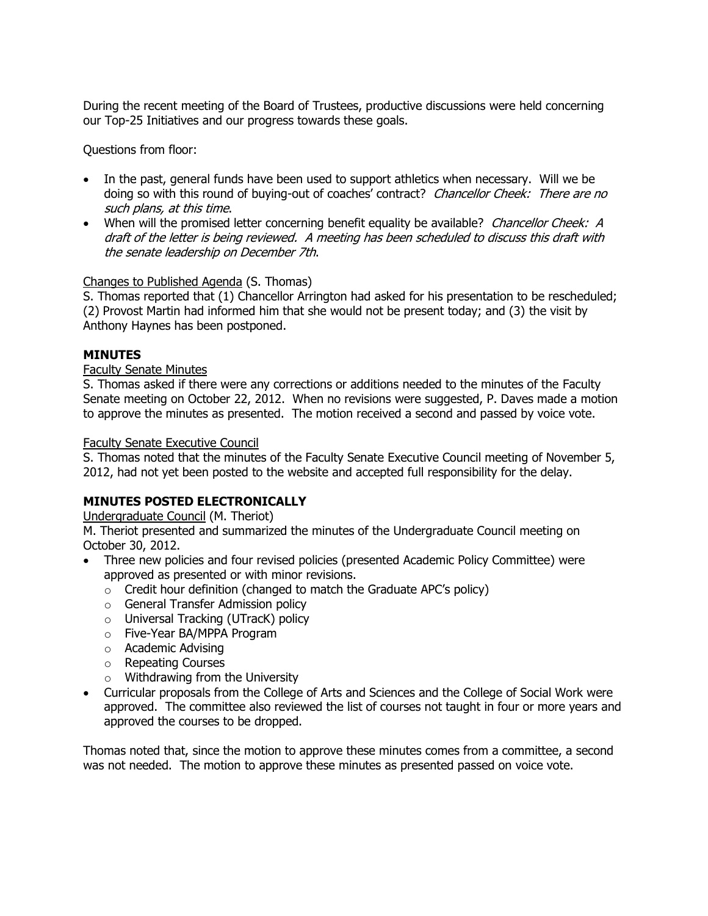During the recent meeting of the Board of Trustees, productive discussions were held concerning our Top-25 Initiatives and our progress towards these goals.

Questions from floor:

- In the past, general funds have been used to support athletics when necessary. Will we be doing so with this round of buying-out of coaches' contract? *Chancellor Cheek: There are no such plans, at this time*.
- When will the promised letter concerning benefit equality be available? *Chancellor Cheek: A draft of the letter is being reviewed. A meeting has been scheduled to discuss this draft with the senate leadership on December 7th*.

Changes to Published Agenda (S. Thomas)

S. Thomas reported that (1) Chancellor Arrington had asked for his presentation to be rescheduled; (2) Provost Martin had informed him that she would not be present today; and (3) the visit by Anthony Haynes has been postponed.

**MINUTES**

Faculty Senate Minutes

S. Thomas asked if there were any corrections or additions needed to the minutes of the Faculty Senate meeting on October 22, 2012. When no revisions were suggested, P. Daves made a motion to approve the minutes as presented. The motion received a second and passed by voice vote.

Faculty Senate Executive Council

S. Thomas noted that the minutes of the Faculty Senate Executive Council meeting of November 5, 2012, had not yet been posted to the website and accepted full responsibility for the delay.

**MINUTES POSTED ELECTRONICALLY**

Undergraduate Council (M. Theriot)

M. Theriot presented and summarized the minutes of the Undergraduate Council meeting on October 30, 2012.

- Three new policies and four revised policies (presented Academic Policy Committee) were approved as presented or with minor revisions.
  - Credit hour definition (changed to match the Graduate APC's policy)
  - General Transfer Admission policy
  - Universal Tracking (UTracK) policy
  - Five-Year BA/MPPA Program
  - Academic Advising
  - Repeating Courses
  - Withdrawing from the University
- Curricular proposals from the College of Arts and Sciences and the College of Social Work were approved. The committee also reviewed the list of courses not taught in four or more years and approved the courses to be dropped.

Thomas noted that, since the motion to approve these minutes comes from a committee, a second was not needed. The motion to approve these minutes as presented passed on voice vote.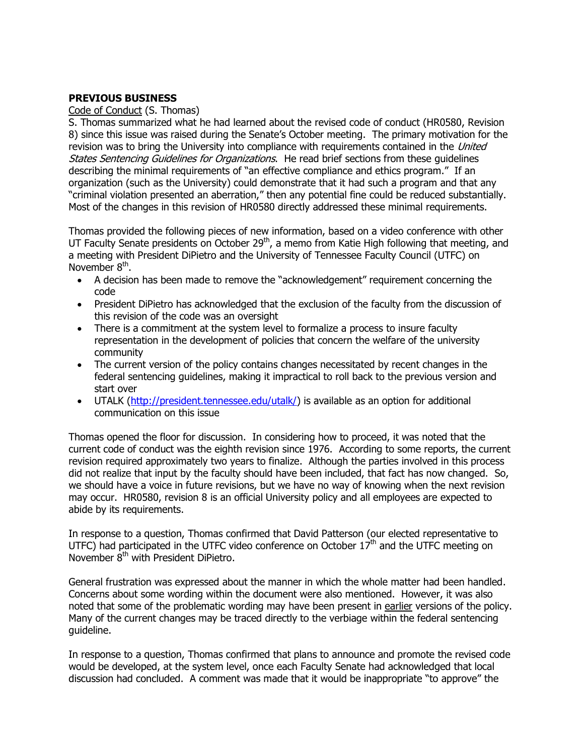**PREVIOUS BUSINESS**

Code of Conduct (S. Thomas)

S. Thomas summarized what he had learned about the revised code of conduct (HR0580, Revision 8) since this issue was raised during the Senate's October meeting. The primary motivation for the revision was to bring the University into compliance with requirements contained in the *United States Sentencing Guidelines for Organizations*. He read brief sections from these guidelines describing the minimal requirements of "an effective compliance and ethics program." If an organization (such as the University) could demonstrate that it had such a program and that any "criminal violation presented an aberration," then any potential fine could be reduced substantially. Most of the changes in this revision of HR0580 directly addressed these minimal requirements.

Thomas provided the following pieces of new information, based on a video conference with other UT Faculty Senate presidents on October 29th, a memo from Katie High following that meeting, and a meeting with President DiPietro and the University of Tennessee Faculty Council (UTFC) on November 8th.

- A decision has been made to remove the "acknowledgement" requirement concerning the code
- President DiPietro has acknowledged that the exclusion of the faculty from the discussion of this revision of the code was an oversight
- There is a commitment at the system level to formalize a process to insure faculty representation in the development of policies that concern the welfare of the university community
- The current version of the policy contains changes necessitated by recent changes in the federal sentencing guidelines, making it impractical to roll back to the previous version and start over
- UTALK (http://president.tennessee.edu/utalk/) is available as an option for additional communication on this issue

Thomas opened the floor for discussion. In considering how to proceed, it was noted that the current code of conduct was the eighth revision since 1976. According to some reports, the current revision required approximately two years to finalize. Although the parties involved in this process did not realize that input by the faculty should have been included, that fact has now changed. So, we should have a voice in future revisions, but we have no way of knowing when the next revision may occur. HR0580, revision 8 is an official University policy and all employees are expected to abide by its requirements.

In response to a question, Thomas confirmed that David Patterson (our elected representative to UTFC) had participated in the UTFC video conference on October 17th and the UTFC meeting on November 8th with President DiPietro.

General frustration was expressed about the manner in which the whole matter had been handled. Concerns about some wording within the document were also mentioned. However, it was also noted that some of the problematic wording may have been present in earlier versions of the policy. Many of the current changes may be traced directly to the verbiage within the federal sentencing guideline.

In response to a question, Thomas confirmed that plans to announce and promote the revised code would be developed, at the system level, once each Faculty Senate had acknowledged that local discussion had concluded. A comment was made that it would be inappropriate "to approve" the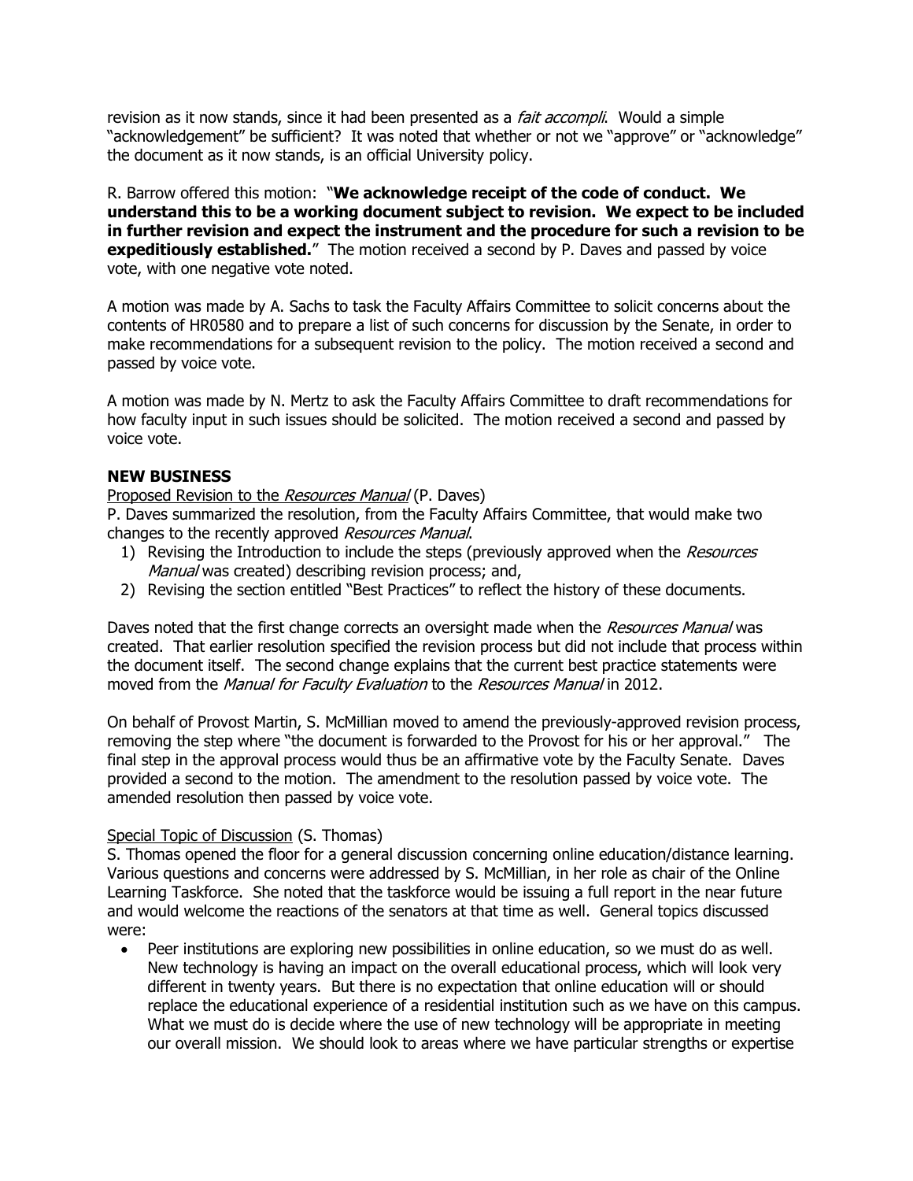revision as it now stands, since it had been presented as a *fait accompli*. Would a simple "acknowledgement" be sufficient? It was noted that whether or not we "approve" or "acknowledge" the document as it now stands, is an official University policy.

R. Barrow offered this motion: "**We acknowledge receipt of the code of conduct. We understand this to be a working document subject to revision. We expect to be included in further revision and expect the instrument and the procedure for such a revision to be expeditiously established.**" The motion received a second by P. Daves and passed by voice vote, with one negative vote noted.

A motion was made by A. Sachs to task the Faculty Affairs Committee to solicit concerns about the contents of HR0580 and to prepare a list of such concerns for discussion by the Senate, in order to make recommendations for a subsequent revision to the policy. The motion received a second and passed by voice vote.

A motion was made by N. Mertz to ask the Faculty Affairs Committee to draft recommendations for how faculty input in such issues should be solicited. The motion received a second and passed by voice vote.

**NEW BUSINESS**

Proposed Revision to the *Resources Manual* (P. Daves)

P. Daves summarized the resolution, from the Faculty Affairs Committee, that would make two changes to the recently approved *Resources Manual*.

1) Revising the Introduction to include the steps (previously approved when the *Resources Manual* was created) describing revision process; and,
2) Revising the section entitled "Best Practices" to reflect the history of these documents.

Daves noted that the first change corrects an oversight made when the *Resources Manual* was created. That earlier resolution specified the revision process but did not include that process within the document itself. The second change explains that the current best practice statements were moved from the *Manual for Faculty Evaluation* to the *Resources Manual* in 2012.

On behalf of Provost Martin, S. McMillian moved to amend the previously-approved revision process, removing the step where "the document is forwarded to the Provost for his or her approval." The final step in the approval process would thus be an affirmative vote by the Faculty Senate. Daves provided a second to the motion. The amendment to the resolution passed by voice vote. The amended resolution then passed by voice vote.

Special Topic of Discussion (S. Thomas)

S. Thomas opened the floor for a general discussion concerning online education/distance learning. Various questions and concerns were addressed by S. McMillian, in her role as chair of the Online Learning Taskforce. She noted that the taskforce would be issuing a full report in the near future and would welcome the reactions of the senators at that time as well. General topics discussed were:

- Peer institutions are exploring new possibilities in online education, so we must do as well. New technology is having an impact on the overall educational process, which will look very different in twenty years. But there is no expectation that online education will or should replace the educational experience of a residential institution such as we have on this campus. What we must do is decide where the use of new technology will be appropriate in meeting our overall mission. We should look to areas where we have particular strengths or expertise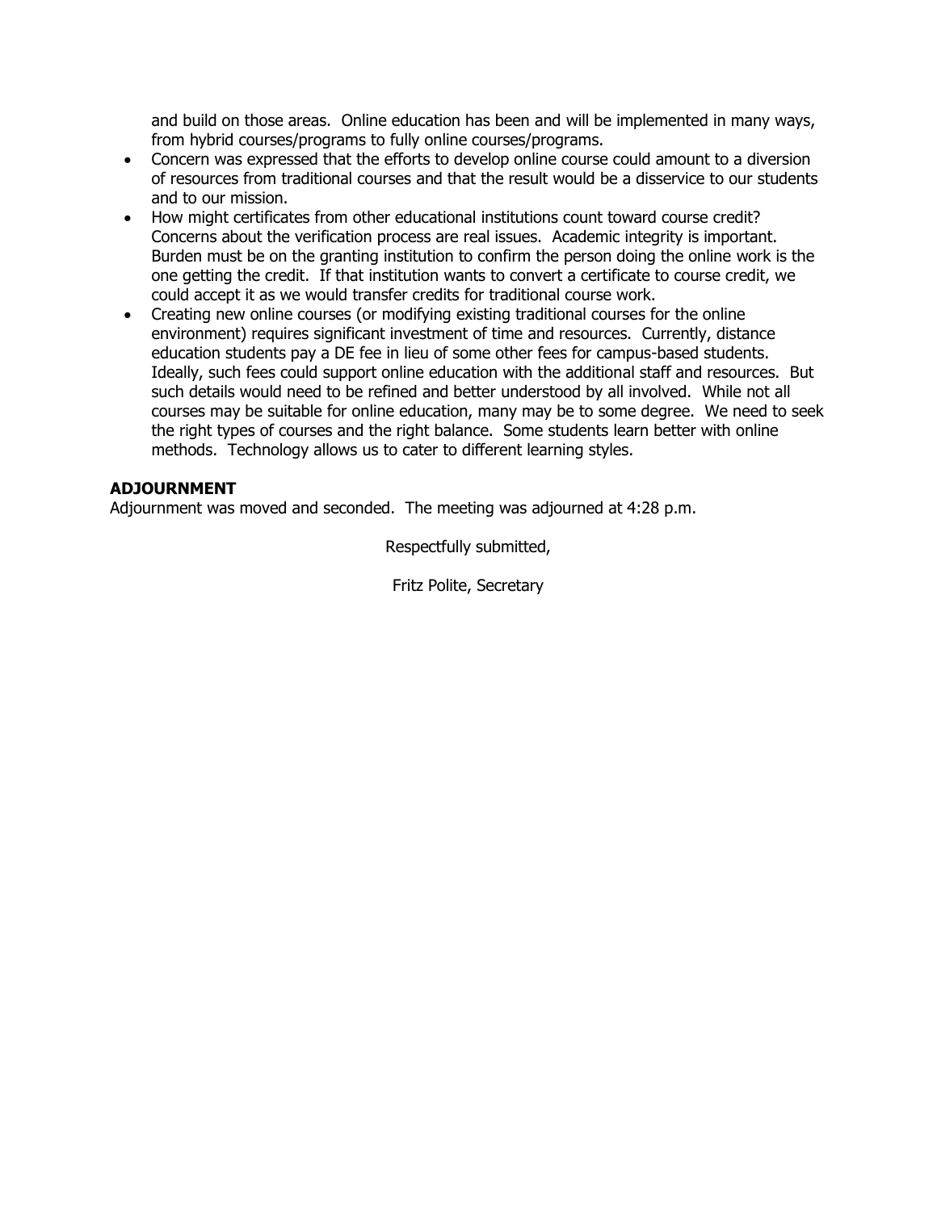and build on those areas. Online education has been and will be implemented in many ways, from hybrid courses/programs to fully online courses/programs.

- Concern was expressed that the efforts to develop online course could amount to a diversion of resources from traditional courses and that the result would be a disservice to our students and to our mission.
- How might certificates from other educational institutions count toward course credit? Concerns about the verification process are real issues. Academic integrity is important. Burden must be on the granting institution to confirm the person doing the online work is the one getting the credit. If that institution wants to convert a certificate to course credit, we could accept it as we would transfer credits for traditional course work.
- Creating new online courses (or modifying existing traditional courses for the online environment) requires significant investment of time and resources. Currently, distance education students pay a DE fee in lieu of some other fees for campus-based students. Ideally, such fees could support online education with the additional staff and resources. But such details would need to be refined and better understood by all involved. While not all courses may be suitable for online education, many may be to some degree. We need to seek the right types of courses and the right balance. Some students learn better with online methods. Technology allows us to cater to different learning styles.

**ADJOURNMENT**

Adjournment was moved and seconded. The meeting was adjourned at 4:28 p.m.

Respectfully submitted,

Fritz Polite, Secretary